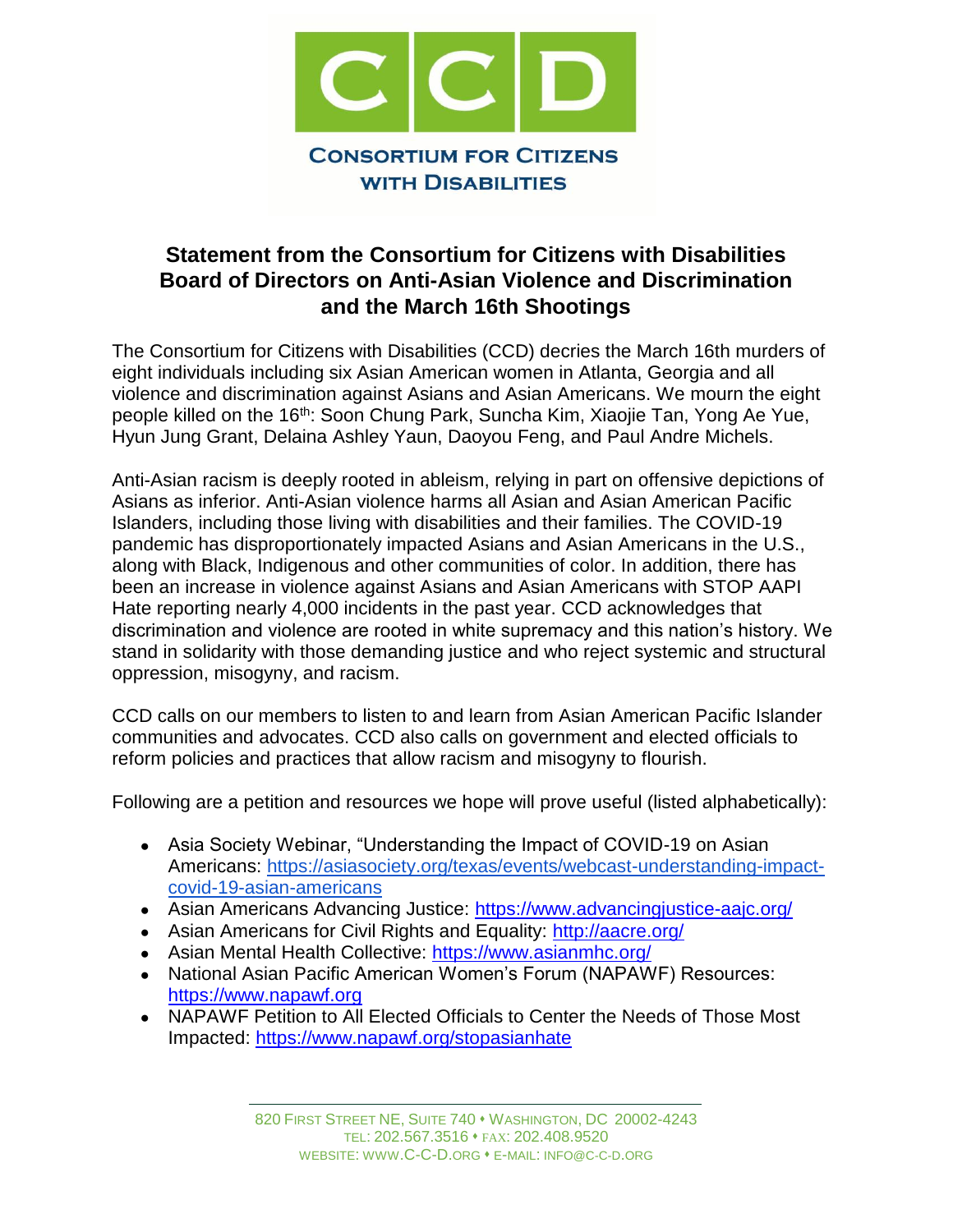CCD

CONSORTIUM FOR CITIZENS WITH DISABILITIES

# Statement from the Consortium for Citizens with Disabilities Board of Directors on Anti-Asian Violence and Discrimination and the March 16th Shootings

The Consortium for Citizens with Disabilities (CCD) decries the March 16th murders of eight individuals including six Asian American women in Atlanta, Georgia and all violence and discrimination against Asians and Asian Americans. We mourn the eight people killed on the 16th: Soon Chung Park, Suncha Kim, Xiaojie Tan, Yong Ae Yue, Hyun Jung Grant, Delaina Ashley Yaun, Daoyou Feng, and Paul Andre Michels.

Anti-Asian racism is deeply rooted in ableism, relying in part on offensive depictions of Asians as inferior. Anti-Asian violence harms all Asian and Asian American Pacific Islanders, including those living with disabilities and their families. The COVID-19 pandemic has disproportionately impacted Asians and Asian Americans in the U.S., along with Black, Indigenous and other communities of color. In addition, there has been an increase in violence against Asians and Asian Americans with STOP AAPI Hate reporting nearly 4,000 incidents in the past year. CCD acknowledges that discrimination and violence are rooted in white supremacy and this nation's history. We stand in solidarity with those demanding justice and who reject systemic and structural oppression, misogyny, and racism.

CCD calls on our members to listen to and learn from Asian American Pacific Islander communities and advocates. CCD also calls on government and elected officials to reform policies and practices that allow racism and misogyny to flourish.

Following are a petition and resources we hope will prove useful (listed alphabetically):

- Asia Society Webinar, "Understanding the Impact of COVID-19 on Asian Americans: https://asiasociety.org/texas/events/webcast-understanding-impact-covid-19-asian-americans
- Asian Americans Advancing Justice: https://www.advancingjustice-aajc.org/
- Asian Americans for Civil Rights and Equality: http://aacre.org/
- Asian Mental Health Collective: https://www.asianmhc.org/
- National Asian Pacific American Women's Forum (NAPAWF) Resources: https://www.napawf.org
- NAPAWF Petition to All Elected Officials to Center the Needs of Those Most Impacted: https://www.napawf.org/stopasianhate

820 FIRST STREET NE, SUITE 740 • WASHINGTON, DC 20002-4243
TEL: 202.567.3516 • FAX: 202.408.9520
WEBSITE: WWW.C-C-D.ORG • E-MAIL: INFO@C-C-D.ORG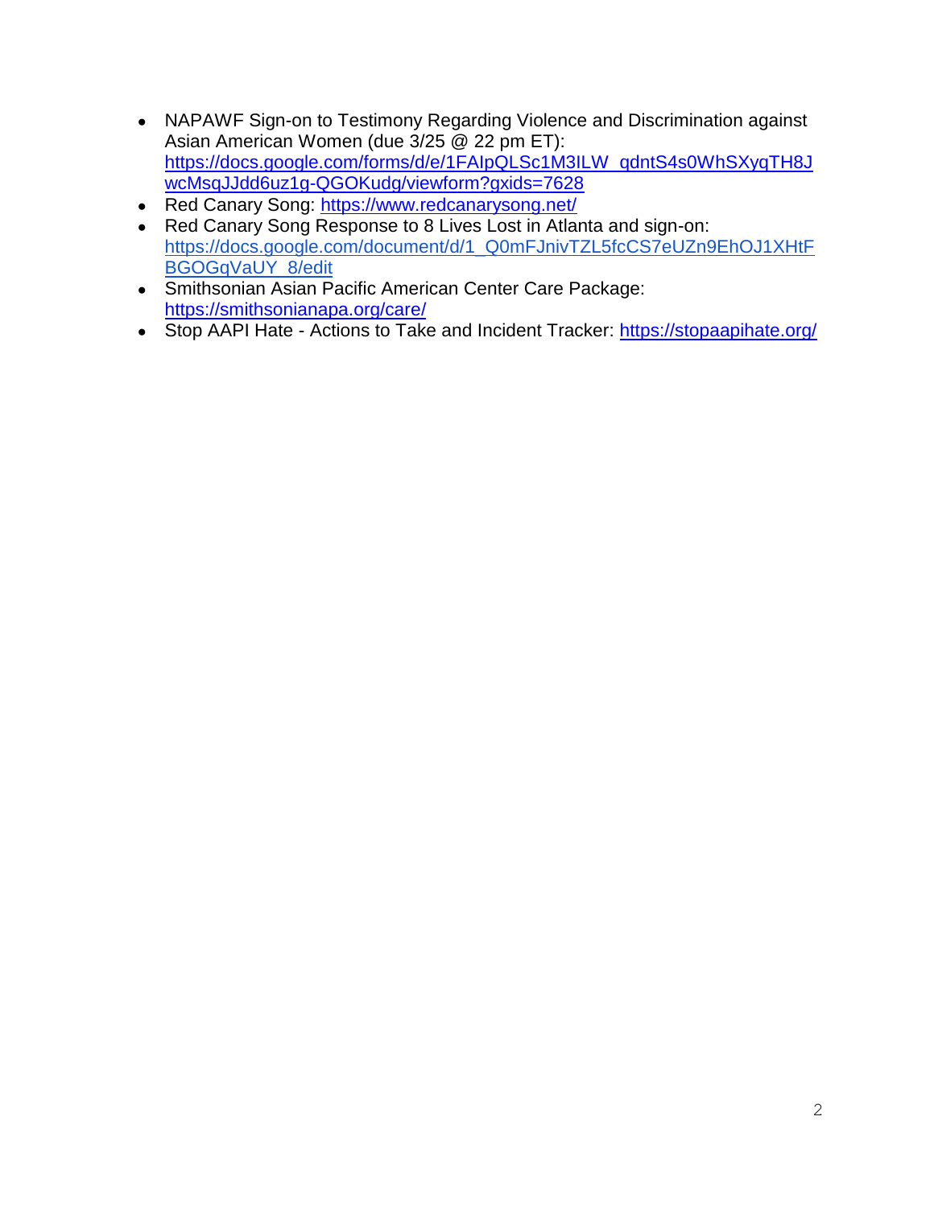- NAPAWF Sign-on to Testimony Regarding Violence and Discrimination against Asian American Women (due 3/25 @ 22 pm ET): https://docs.google.com/forms/d/e/1FAIpQLSc1M3ILW_qdntS4s0WhSXyqTH8JwcMsqJJdd6uz1g-QGOKudg/viewform?gxids=7628
- Red Canary Song: https://www.redcanarysong.net/
- Red Canary Song Response to 8 Lives Lost in Atlanta and sign-on: https://docs.google.com/document/d/1_Q0mFJnivTZL5fcCS7eUZn9EhOJ1XHtFBGOGqVaUY_8/edit
- Smithsonian Asian Pacific American Center Care Package: https://smithsonianapa.org/care/
- Stop AAPI Hate - Actions to Take and Incident Tracker: https://stopaapihate.org/